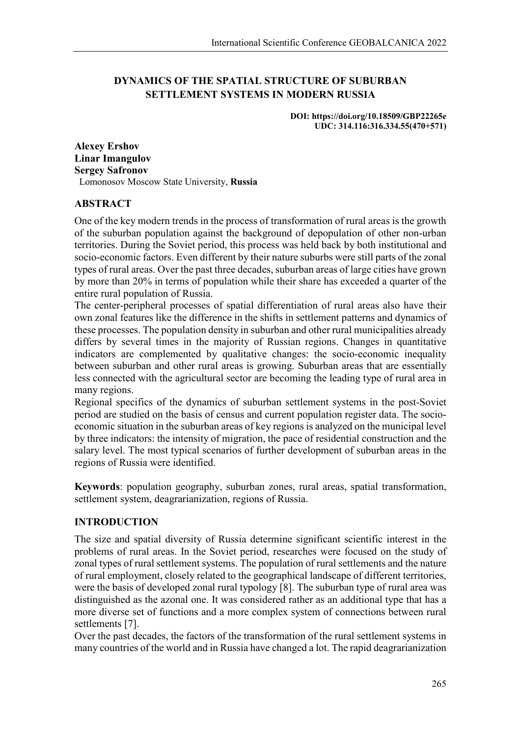# DYNAMICS OF THE SPATIAL STRUCTURE OF SUBURBAN SETTLEMENT SYSTEMS IN MODERN RUSSIA

**DOI: https://doi.org/10.18509/GBP22265e**
**UDC: 314.116:316.334.55(470+571)**

**Alexey Ershov**
**Linar Imangulov**
**Sergey Safronov**
Lomonosov Moscow State University, **Russia**

## ABSTRACT

One of the key modern trends in the process of transformation of rural areas is the growth of the suburban population against the background of depopulation of other non-urban territories. During the Soviet period, this process was held back by both institutional and socio-economic factors. Even different by their nature suburbs were still parts of the zonal types of rural areas. Over the past three decades, suburban areas of large cities have grown by more than 20% in terms of population while their share has exceeded a quarter of the entire rural population of Russia.

The center-peripheral processes of spatial differentiation of rural areas also have their own zonal features like the difference in the shifts in settlement patterns and dynamics of these processes. The population density in suburban and other rural municipalities already differs by several times in the majority of Russian regions. Changes in quantitative indicators are complemented by qualitative changes: the socio-economic inequality between suburban and other rural areas is growing. Suburban areas that are essentially less connected with the agricultural sector are becoming the leading type of rural area in many regions.

Regional specifics of the dynamics of suburban settlement systems in the post-Soviet period are studied on the basis of census and current population register data. The socio-economic situation in the suburban areas of key regions is analyzed on the municipal level by three indicators: the intensity of migration, the pace of residential construction and the salary level. The most typical scenarios of further development of suburban areas in the regions of Russia were identified.

**Keywords**: population geography, suburban zones, rural areas, spatial transformation, settlement system, deagrarianization, regions of Russia.

## INTRODUCTION

The size and spatial diversity of Russia determine significant scientific interest in the problems of rural areas. In the Soviet period, researches were focused on the study of zonal types of rural settlement systems. The population of rural settlements and the nature of rural employment, closely related to the geographical landscape of different territories, were the basis of developed zonal rural typology [8]. The suburban type of rural area was distinguished as the azonal one. It was considered rather as an additional type that has a more diverse set of functions and a more complex system of connections between rural settlements [7].

Over the past decades, the factors of the transformation of the rural settlement systems in many countries of the world and in Russia have changed a lot. The rapid deagrarianization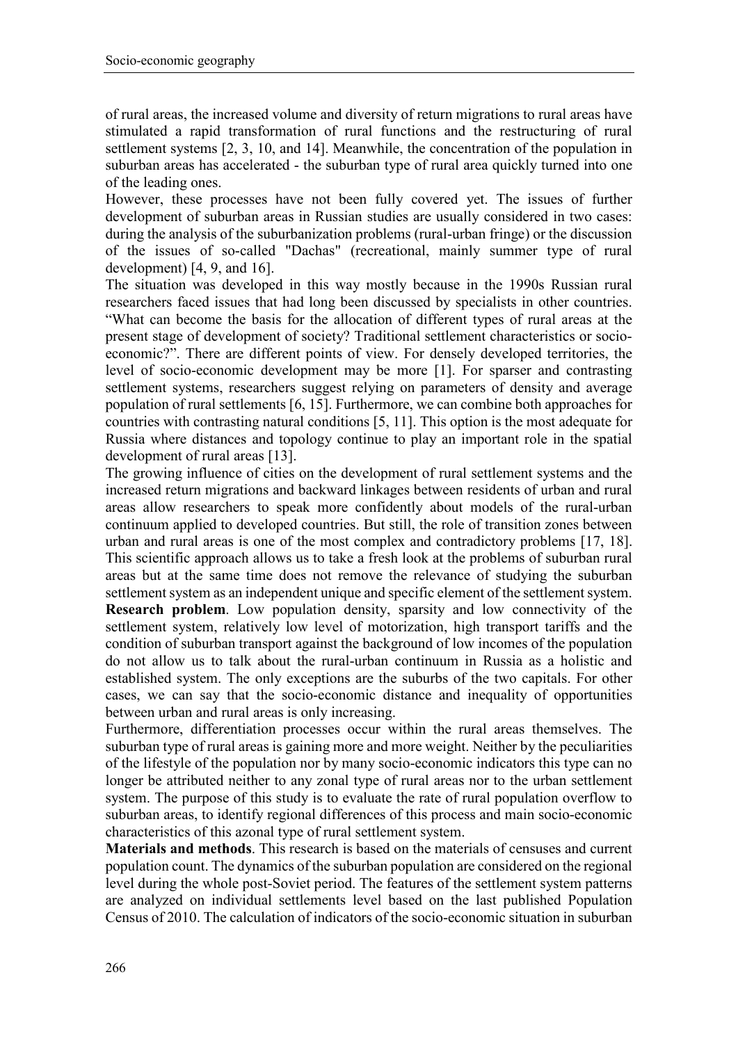of rural areas, the increased volume and diversity of return migrations to rural areas have stimulated a rapid transformation of rural functions and the restructuring of rural settlement systems [2, 3, 10, and 14]. Meanwhile, the concentration of the population in suburban areas has accelerated - the suburban type of rural area quickly turned into one of the leading ones.

However, these processes have not been fully covered yet. The issues of further development of suburban areas in Russian studies are usually considered in two cases: during the analysis of the suburbanization problems (rural-urban fringe) or the discussion of the issues of so-called "Dachas" (recreational, mainly summer type of rural development) [4, 9, and 16].

The situation was developed in this way mostly because in the 1990s Russian rural researchers faced issues that had long been discussed by specialists in other countries. "What can become the basis for the allocation of different types of rural areas at the present stage of development of society? Traditional settlement characteristics or socio-economic?". There are different points of view. For densely developed territories, the level of socio-economic development may be more [1]. For sparser and contrasting settlement systems, researchers suggest relying on parameters of density and average population of rural settlements [6, 15]. Furthermore, we can combine both approaches for countries with contrasting natural conditions [5, 11]. This option is the most adequate for Russia where distances and topology continue to play an important role in the spatial development of rural areas [13].

The growing influence of cities on the development of rural settlement systems and the increased return migrations and backward linkages between residents of urban and rural areas allow researchers to speak more confidently about models of the rural-urban continuum applied to developed countries. But still, the role of transition zones between urban and rural areas is one of the most complex and contradictory problems [17, 18]. This scientific approach allows us to take a fresh look at the problems of suburban rural areas but at the same time does not remove the relevance of studying the suburban settlement system as an independent unique and specific element of the settlement system.

**Research problem**. Low population density, sparsity and low connectivity of the settlement system, relatively low level of motorization, high transport tariffs and the condition of suburban transport against the background of low incomes of the population do not allow us to talk about the rural-urban continuum in Russia as a holistic and established system. The only exceptions are the suburbs of the two capitals. For other cases, we can say that the socio-economic distance and inequality of opportunities between urban and rural areas is only increasing.

Furthermore, differentiation processes occur within the rural areas themselves. The suburban type of rural areas is gaining more and more weight. Neither by the peculiarities of the lifestyle of the population nor by many socio-economic indicators this type can no longer be attributed neither to any zonal type of rural areas nor to the urban settlement system. The purpose of this study is to evaluate the rate of rural population overflow to suburban areas, to identify regional differences of this process and main socio-economic characteristics of this azonal type of rural settlement system.

**Materials and methods**. This research is based on the materials of censuses and current population count. The dynamics of the suburban population are considered on the regional level during the whole post-Soviet period. The features of the settlement system patterns are analyzed on individual settlements level based on the last published Population Census of 2010. The calculation of indicators of the socio-economic situation in suburban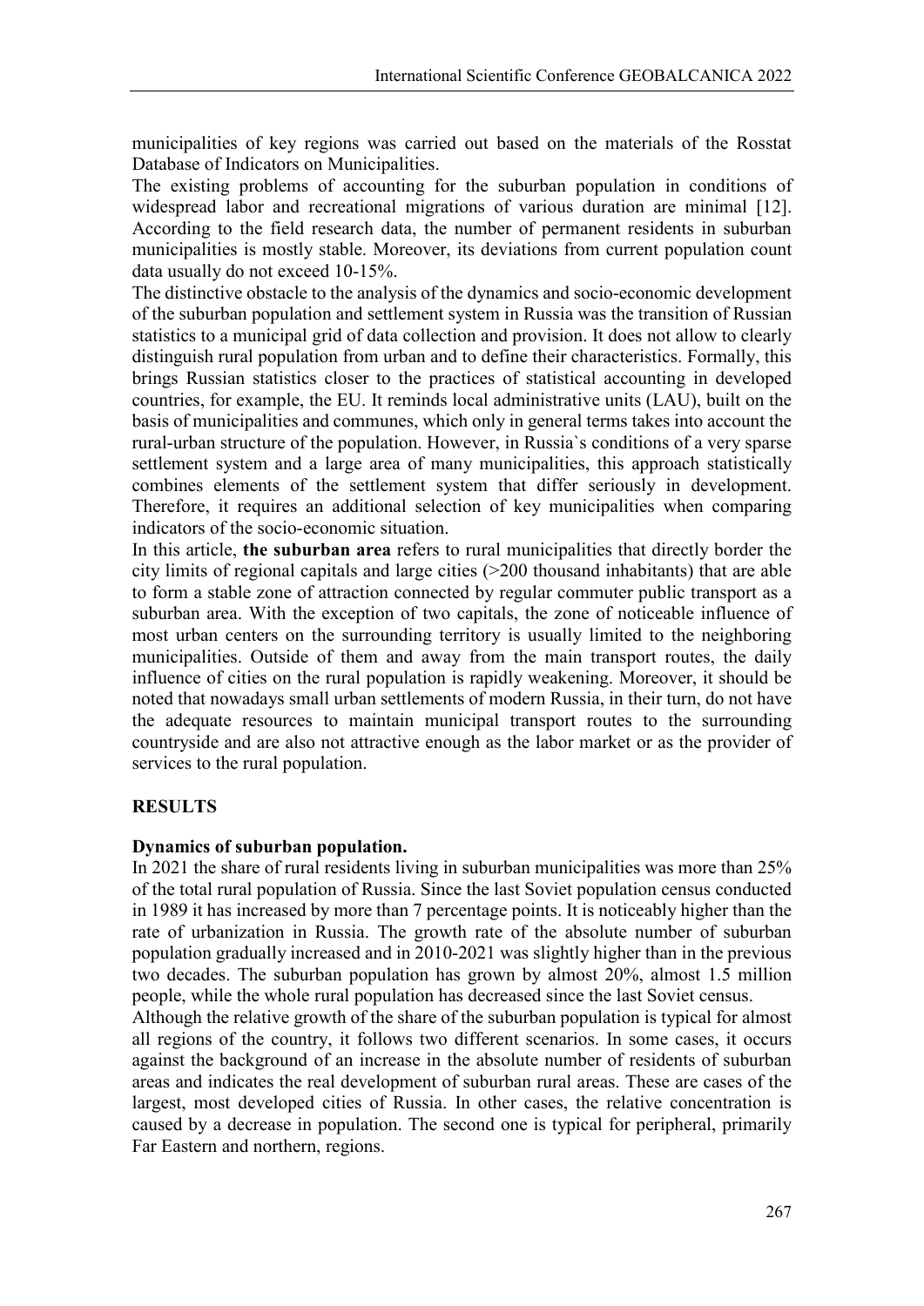municipalities of key regions was carried out based on the materials of the Rosstat Database of Indicators on Municipalities.

The existing problems of accounting for the suburban population in conditions of widespread labor and recreational migrations of various duration are minimal [12]. According to the field research data, the number of permanent residents in suburban municipalities is mostly stable. Moreover, its deviations from current population count data usually do not exceed 10-15%.

The distinctive obstacle to the analysis of the dynamics and socio-economic development of the suburban population and settlement system in Russia was the transition of Russian statistics to a municipal grid of data collection and provision. It does not allow to clearly distinguish rural population from urban and to define their characteristics. Formally, this brings Russian statistics closer to the practices of statistical accounting in developed countries, for example, the EU. It reminds local administrative units (LAU), built on the basis of municipalities and communes, which only in general terms takes into account the rural-urban structure of the population. However, in Russia`s conditions of a very sparse settlement system and a large area of many municipalities, this approach statistically combines elements of the settlement system that differ seriously in development. Therefore, it requires an additional selection of key municipalities when comparing indicators of the socio-economic situation.

In this article, **the suburban area** refers to rural municipalities that directly border the city limits of regional capitals and large cities (>200 thousand inhabitants) that are able to form a stable zone of attraction connected by regular commuter public transport as a suburban area. With the exception of two capitals, the zone of noticeable influence of most urban centers on the surrounding territory is usually limited to the neighboring municipalities. Outside of them and away from the main transport routes, the daily influence of cities on the rural population is rapidly weakening. Moreover, it should be noted that nowadays small urban settlements of modern Russia, in their turn, do not have the adequate resources to maintain municipal transport routes to the surrounding countryside and are also not attractive enough as the labor market or as the provider of services to the rural population.

## RESULTS

### Dynamics of suburban population.

In 2021 the share of rural residents living in suburban municipalities was more than 25% of the total rural population of Russia. Since the last Soviet population census conducted in 1989 it has increased by more than 7 percentage points. It is noticeably higher than the rate of urbanization in Russia. The growth rate of the absolute number of suburban population gradually increased and in 2010-2021 was slightly higher than in the previous two decades. The suburban population has grown by almost 20%, almost 1.5 million people, while the whole rural population has decreased since the last Soviet census.

Although the relative growth of the share of the suburban population is typical for almost all regions of the country, it follows two different scenarios. In some cases, it occurs against the background of an increase in the absolute number of residents of suburban areas and indicates the real development of suburban rural areas. These are cases of the largest, most developed cities of Russia. In other cases, the relative concentration is caused by a decrease in population. The second one is typical for peripheral, primarily Far Eastern and northern, regions.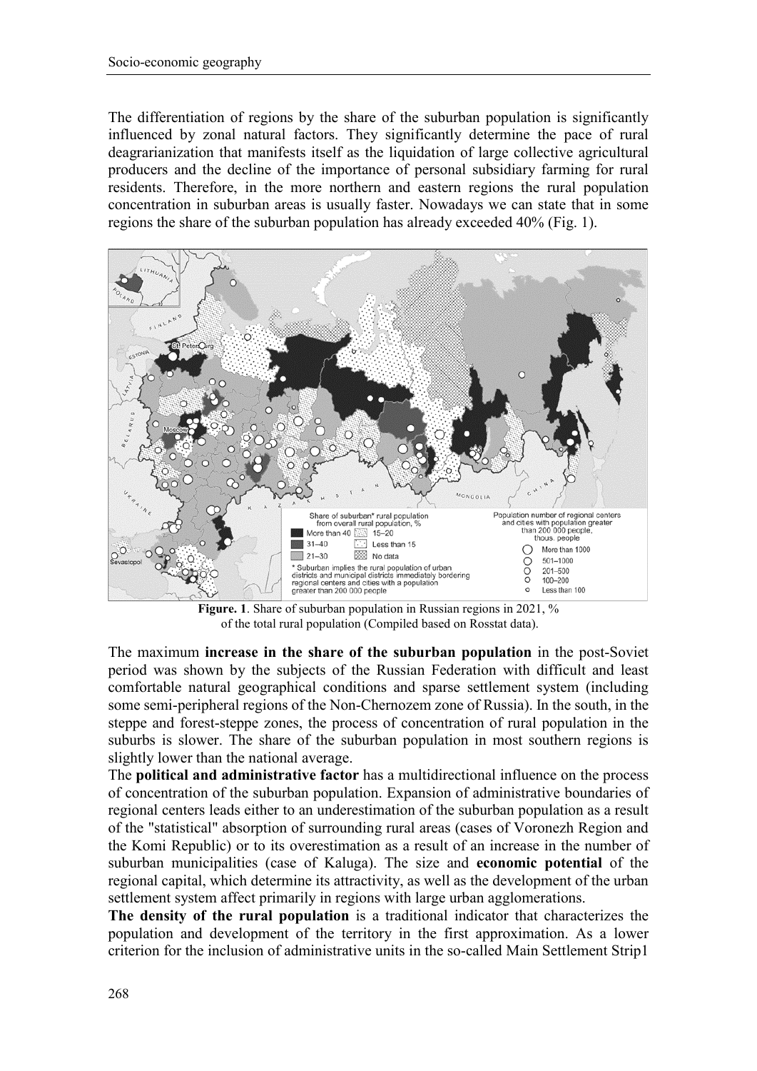The differentiation of regions by the share of the suburban population is significantly influenced by zonal natural factors. They significantly determine the pace of rural deagrarianization that manifests itself as the liquidation of large collective agricultural producers and the decline of the importance of personal subsidiary farming for rural residents. Therefore, in the more northern and eastern regions the rural population concentration in suburban areas is usually faster. Nowadays we can state that in some regions the share of the suburban population has already exceeded 40% (Fig. 1).

**Figure. 1**. Share of suburban population in Russian regions in 2021, % of the total rural population (Compiled based on Rosstat data).

The maximum **increase in the share of the suburban population** in the post-Soviet period was shown by the subjects of the Russian Federation with difficult and least comfortable natural geographical conditions and sparse settlement system (including some semi-peripheral regions of the Non-Chernozem zone of Russia). In the south, in the steppe and forest-steppe zones, the process of concentration of rural population in the suburbs is slower. The share of the suburban population in most southern regions is slightly lower than the national average.

The **political and administrative factor** has a multidirectional influence on the process of concentration of the suburban population. Expansion of administrative boundaries of regional centers leads either to an underestimation of the suburban population as a result of the "statistical" absorption of surrounding rural areas (cases of Voronezh Region and the Komi Republic) or to its overestimation as a result of an increase in the number of suburban municipalities (case of Kaluga). The size and **economic potential** of the regional capital, which determine its attractivity, as well as the development of the urban settlement system affect primarily in regions with large urban agglomerations.

**The density of the rural population** is a traditional indicator that characterizes the population and development of the territory in the first approximation. As a lower criterion for the inclusion of administrative units in the so-called Main Settlement Strip1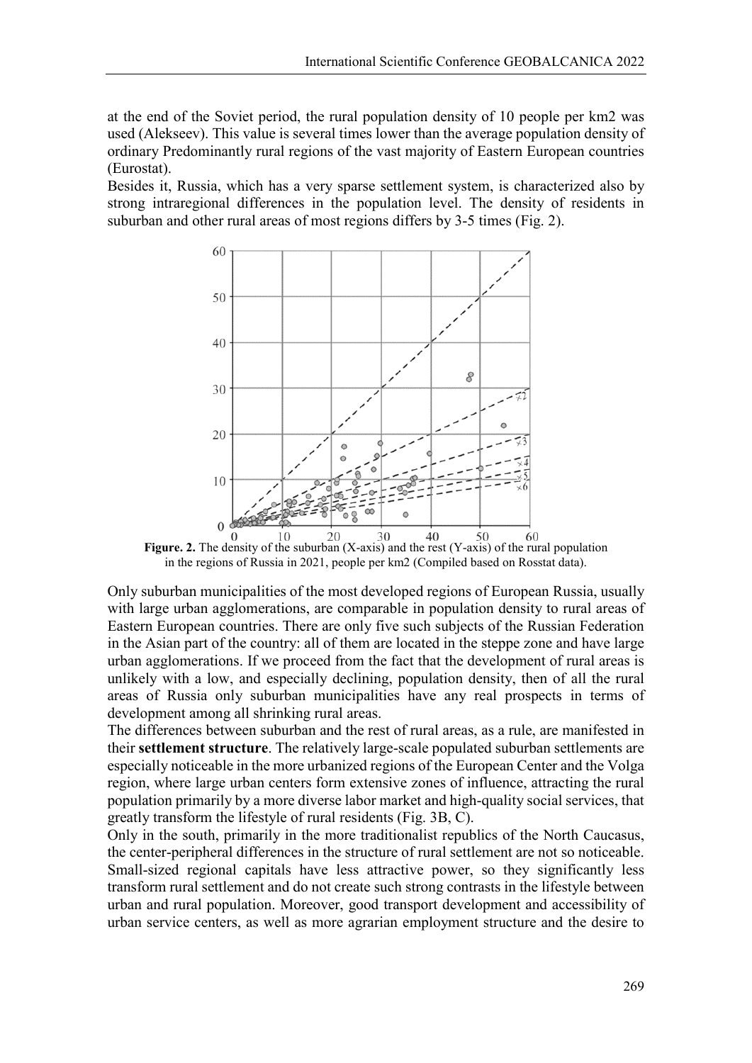at the end of the Soviet period, the rural population density of 10 people per km2 was used (Alekseev). This value is several times lower than the average population density of ordinary Predominantly rural regions of the vast majority of Eastern European countries (Eurostat).

Besides it, Russia, which has a very sparse settlement system, is characterized also by strong intraregional differences in the population level. The density of residents in suburban and other rural areas of most regions differs by 3-5 times (Fig. 2).

**Figure. 2.** The density of the suburban (X-axis) and the rest (Y-axis) of the rural population in the regions of Russia in 2021, people per km2 (Compiled based on Rosstat data).

Only suburban municipalities of the most developed regions of European Russia, usually with large urban agglomerations, are comparable in population density to rural areas of Eastern European countries. There are only five such subjects of the Russian Federation in the Asian part of the country: all of them are located in the steppe zone and have large urban agglomerations. If we proceed from the fact that the development of rural areas is unlikely with a low, and especially declining, population density, then of all the rural areas of Russia only suburban municipalities have any real prospects in terms of development among all shrinking rural areas.

The differences between suburban and the rest of rural areas, as a rule, are manifested in their **settlement structure**. The relatively large-scale populated suburban settlements are especially noticeable in the more urbanized regions of the European Center and the Volga region, where large urban centers form extensive zones of influence, attracting the rural population primarily by a more diverse labor market and high-quality social services, that greatly transform the lifestyle of rural residents (Fig. 3B, C).

Only in the south, primarily in the more traditionalist republics of the North Caucasus, the center-peripheral differences in the structure of rural settlement are not so noticeable. Small-sized regional capitals have less attractive power, so they significantly less transform rural settlement and do not create such strong contrasts in the lifestyle between urban and rural population. Moreover, good transport development and accessibility of urban service centers, as well as more agrarian employment structure and the desire to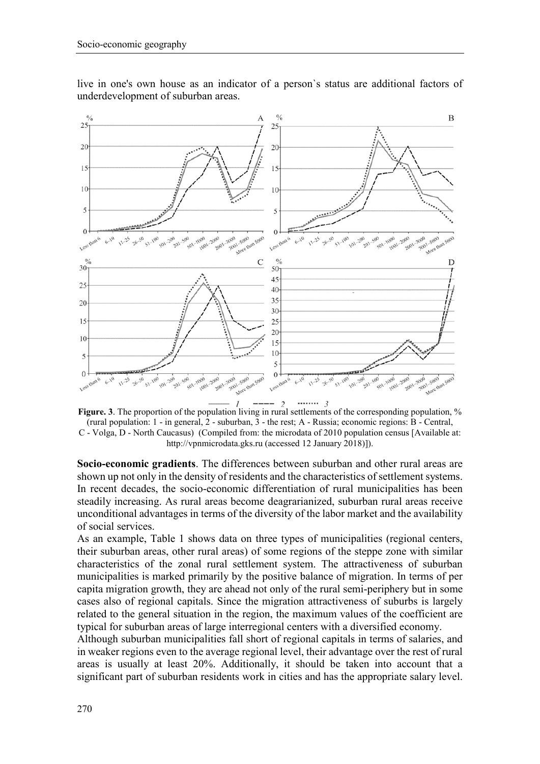live in one's own house as an indicator of a person`s status are additional factors of underdevelopment of suburban areas.

**Figure. 3**. The proportion of the population living in rural settlements of the corresponding population, % (rural population: 1 - in general, 2 - suburban, 3 - the rest; A - Russia; economic regions: B - Central, C - Volga, D - North Caucasus) (Compiled from: the microdata of 2010 population census [Available at: http://vpnmicrodata.gks.ru (accessed 12 January 2018)]).

**Socio-economic gradients**. The differences between suburban and other rural areas are shown up not only in the density of residents and the characteristics of settlement systems. In recent decades, the socio-economic differentiation of rural municipalities has been steadily increasing. As rural areas become deagrarianized, suburban rural areas receive unconditional advantages in terms of the diversity of the labor market and the availability of social services.

As an example, Table 1 shows data on three types of municipalities (regional centers, their suburban areas, other rural areas) of some regions of the steppe zone with similar characteristics of the zonal rural settlement system. The attractiveness of suburban municipalities is marked primarily by the positive balance of migration. In terms of per capita migration growth, they are ahead not only of the rural semi-periphery but in some cases also of regional capitals. Since the migration attractiveness of suburbs is largely related to the general situation in the region, the maximum values of the coefficient are typical for suburban areas of large interregional centers with a diversified economy.

Although suburban municipalities fall short of regional capitals in terms of salaries, and in weaker regions even to the average regional level, their advantage over the rest of rural areas is usually at least 20%. Additionally, it should be taken into account that a significant part of suburban residents work in cities and has the appropriate salary level.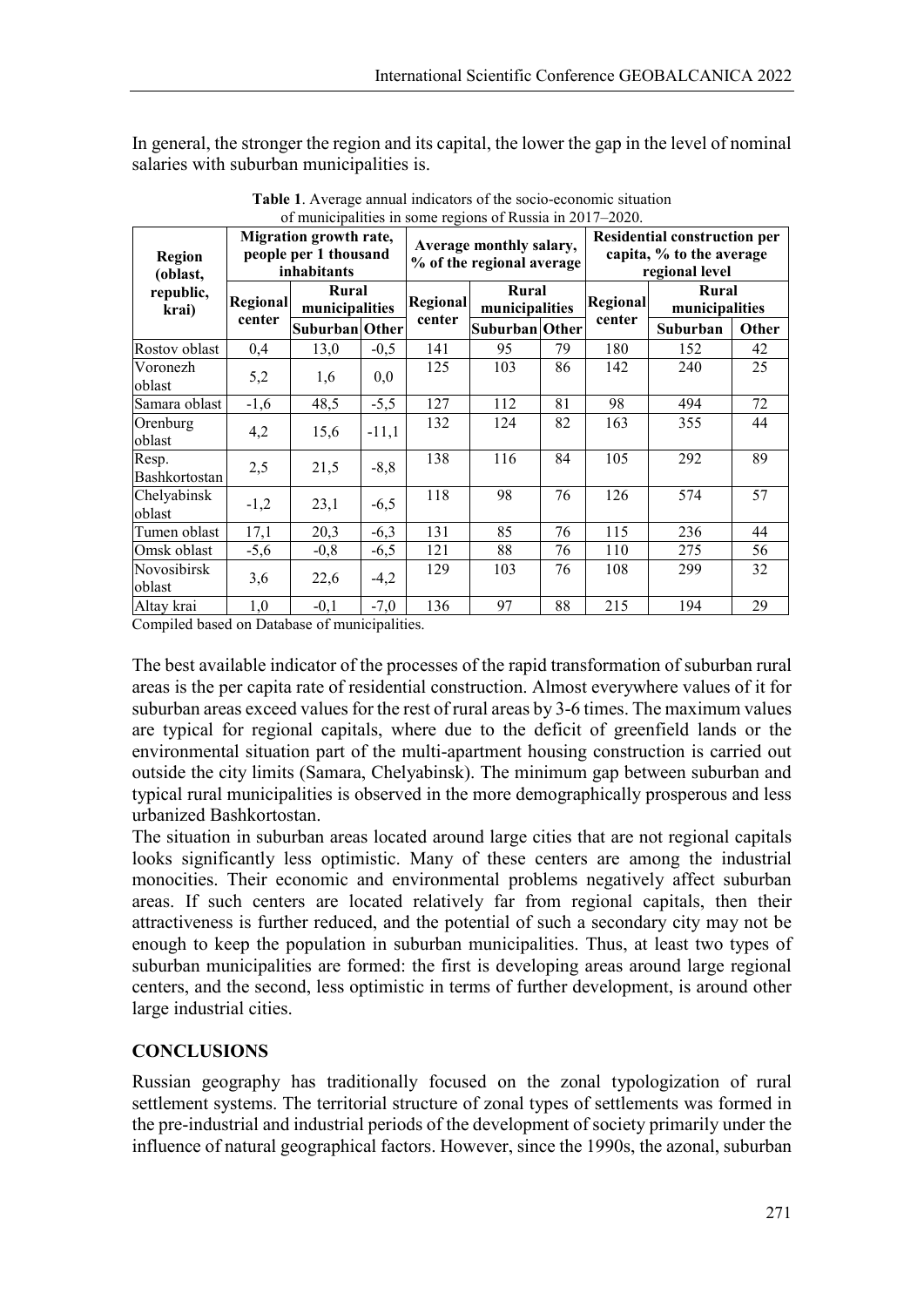In general, the stronger the region and its capital, the lower the gap in the level of nominal salaries with suburban municipalities is.

**Table 1**. Average annual indicators of the socio-economic situation of municipalities in some regions of Russia in 2017–2020.

| Region (oblast, republic, krai) | Migration growth rate, people per 1 thousand inhabitants | | | Average monthly salary, % of the regional average | | | Residential construction per capita, % to the average regional level | | |
|---|---|---|---|---|---|---|---|---|---|
| | Regional center | Rural municipalities | | Regional center | Rural municipalities | | Regional center | Rural municipalities | |
| | | Suburban | Other | | Suburban | Other | | Suburban | Other |
| Rostov oblast | 0,4 | 13,0 | -0,5 | 141 | 95 | 79 | 180 | 152 | 42 |
| Voronezh oblast | 5,2 | 1,6 | 0,0 | 125 | 103 | 86 | 142 | 240 | 25 |
| Samara oblast | -1,6 | 48,5 | -5,5 | 127 | 112 | 81 | 98 | 494 | 72 |
| Orenburg oblast | 4,2 | 15,6 | -11,1 | 132 | 124 | 82 | 163 | 355 | 44 |
| Resp. Bashkortostan | 2,5 | 21,5 | -8,8 | 138 | 116 | 84 | 105 | 292 | 89 |
| Chelyabinsk oblast | -1,2 | 23,1 | -6,5 | 118 | 98 | 76 | 126 | 574 | 57 |
| Tumen oblast | 17,1 | 20,3 | -6,3 | 131 | 85 | 76 | 115 | 236 | 44 |
| Omsk oblast | -5,6 | -0,8 | -6,5 | 121 | 88 | 76 | 110 | 275 | 56 |
| Novosibirsk oblast | 3,6 | 22,6 | -4,2 | 129 | 103 | 76 | 108 | 299 | 32 |
| Altay krai | 1,0 | -0,1 | -7,0 | 136 | 97 | 88 | 215 | 194 | 29 |

Compiled based on Database of municipalities.

The best available indicator of the processes of the rapid transformation of suburban rural areas is the per capita rate of residential construction. Almost everywhere values of it for suburban areas exceed values for the rest of rural areas by 3-6 times. The maximum values are typical for regional capitals, where due to the deficit of greenfield lands or the environmental situation part of the multi-apartment housing construction is carried out outside the city limits (Samara, Chelyabinsk). The minimum gap between suburban and typical rural municipalities is observed in the more demographically prosperous and less urbanized Bashkortostan.

The situation in suburban areas located around large cities that are not regional capitals looks significantly less optimistic. Many of these centers are among the industrial monocities. Their economic and environmental problems negatively affect suburban areas. If such centers are located relatively far from regional capitals, then their attractiveness is further reduced, and the potential of such a secondary city may not be enough to keep the population in suburban municipalities. Thus, at least two types of suburban municipalities are formed: the first is developing areas around large regional centers, and the second, less optimistic in terms of further development, is around other large industrial cities.

## CONCLUSIONS

Russian geography has traditionally focused on the zonal typologization of rural settlement systems. The territorial structure of zonal types of settlements was formed in the pre-industrial and industrial periods of the development of society primarily under the influence of natural geographical factors. However, since the 1990s, the azonal, suburban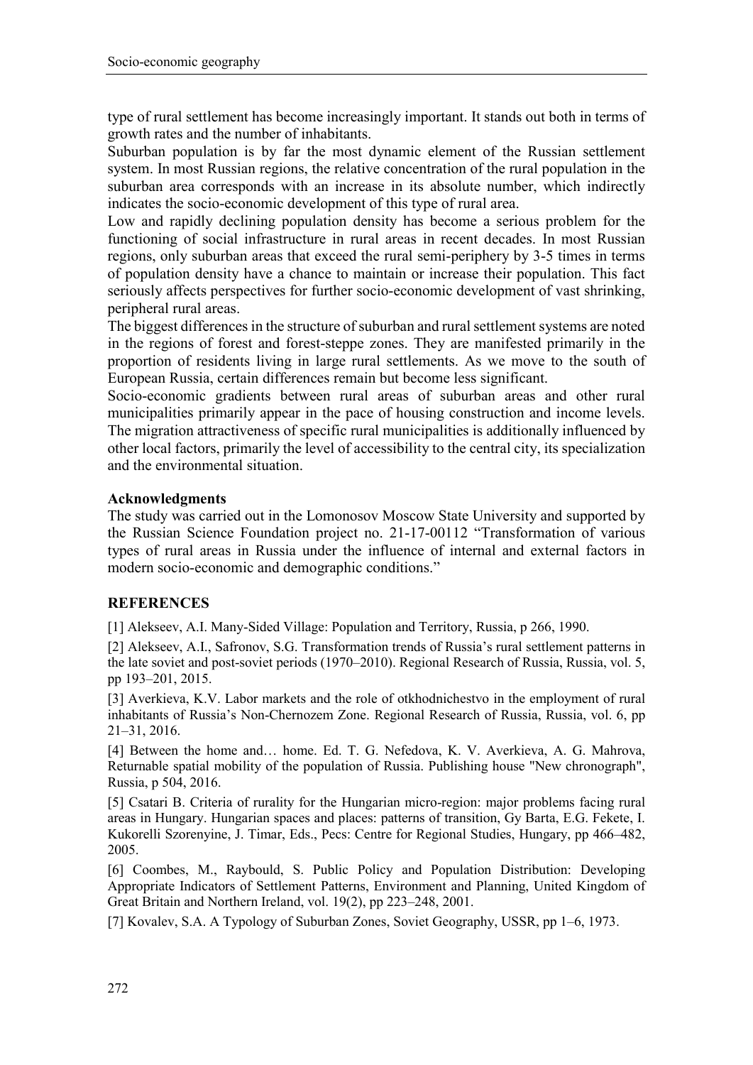type of rural settlement has become increasingly important. It stands out both in terms of growth rates and the number of inhabitants.

Suburban population is by far the most dynamic element of the Russian settlement system. In most Russian regions, the relative concentration of the rural population in the suburban area corresponds with an increase in its absolute number, which indirectly indicates the socio-economic development of this type of rural area.

Low and rapidly declining population density has become a serious problem for the functioning of social infrastructure in rural areas in recent decades. In most Russian regions, only suburban areas that exceed the rural semi-periphery by 3-5 times in terms of population density have a chance to maintain or increase their population. This fact seriously affects perspectives for further socio-economic development of vast shrinking, peripheral rural areas.

The biggest differences in the structure of suburban and rural settlement systems are noted in the regions of forest and forest-steppe zones. They are manifested primarily in the proportion of residents living in large rural settlements. As we move to the south of European Russia, certain differences remain but become less significant.

Socio-economic gradients between rural areas of suburban areas and other rural municipalities primarily appear in the pace of housing construction and income levels. The migration attractiveness of specific rural municipalities is additionally influenced by other local factors, primarily the level of accessibility to the central city, its specialization and the environmental situation.

### Acknowledgments

The study was carried out in the Lomonosov Moscow State University and supported by the Russian Science Foundation project no. 21-17-00112 "Transformation of various types of rural areas in Russia under the influence of internal and external factors in modern socio-economic and demographic conditions."

## REFERENCES

[1] Alekseev, A.I. Many-Sided Village: Population and Territory, Russia, p 266, 1990.

[2] Alekseev, A.I., Safronov, S.G. Transformation trends of Russia's rural settlement patterns in the late soviet and post-soviet periods (1970–2010). Regional Research of Russia, Russia, vol. 5, pp 193–201, 2015.

[3] Averkieva, K.V. Labor markets and the role of otkhodnichestvo in the employment of rural inhabitants of Russia's Non-Chernozem Zone. Regional Research of Russia, Russia, vol. 6, pp 21–31, 2016.

[4] Between the home and… home. Ed. T. G. Nefedova, K. V. Averkieva, A. G. Mahrova, Returnable spatial mobility of the population of Russia. Publishing house "New chronograph", Russia, p 504, 2016.

[5] Csatari B. Criteria of rurality for the Hungarian micro-region: major problems facing rural areas in Hungary. Hungarian spaces and places: patterns of transition, Gy Barta, E.G. Fekete, I. Kukorelli Szorenyine, J. Timar, Eds., Pecs: Centre for Regional Studies, Hungary, pp 466–482, 2005.

[6] Coombes, M., Raybould, S. Public Policy and Population Distribution: Developing Appropriate Indicators of Settlement Patterns, Environment and Planning, United Kingdom of Great Britain and Northern Ireland, vol. 19(2), pp 223–248, 2001.

[7] Kovalev, S.A. A Typology of Suburban Zones, Soviet Geography, USSR, pp 1–6, 1973.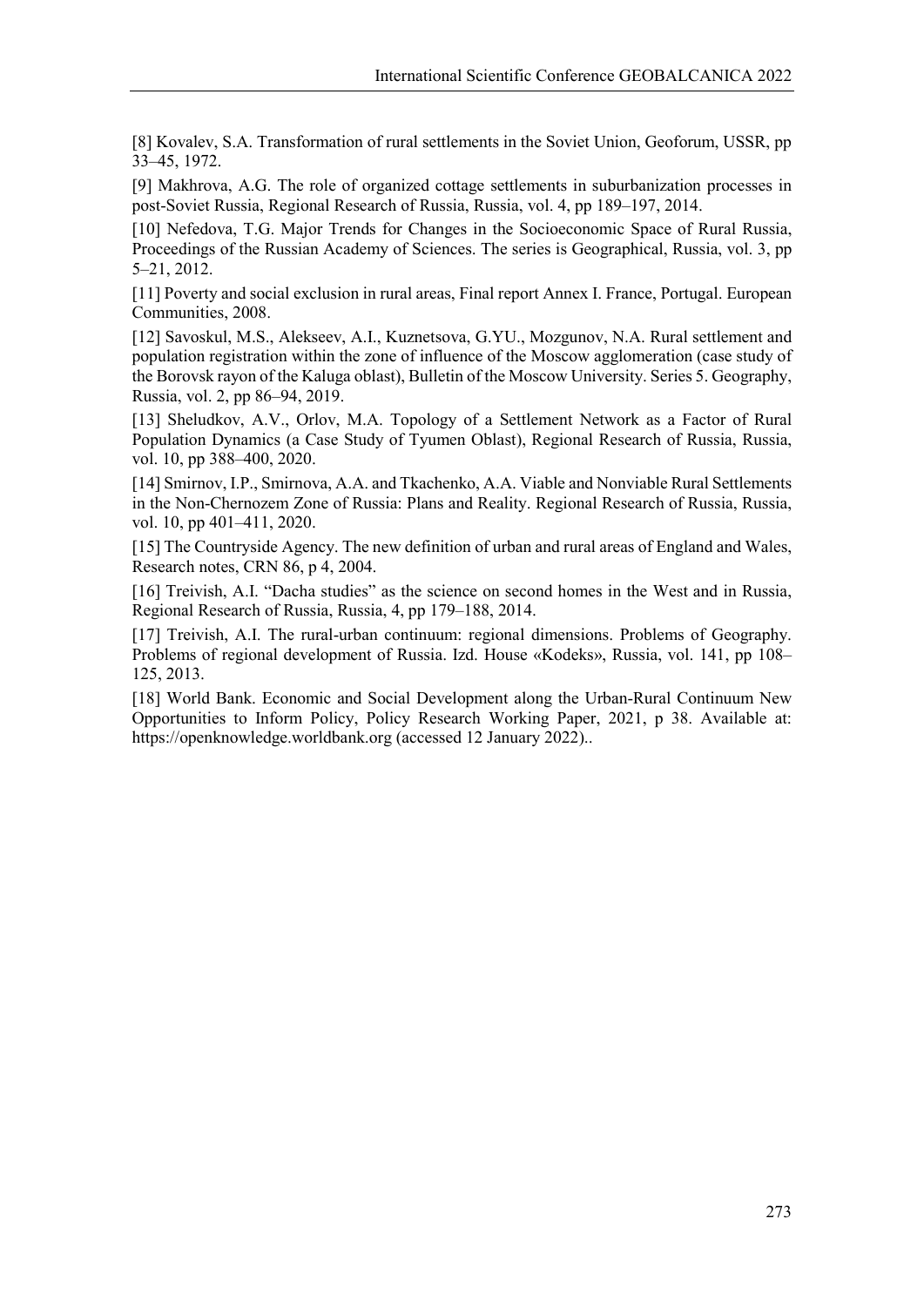[8] Kovalev, S.A. Transformation of rural settlements in the Soviet Union, Geoforum, USSR, pp 33–45, 1972.

[9] Makhrova, A.G. The role of organized cottage settlements in suburbanization processes in post-Soviet Russia, Regional Research of Russia, Russia, vol. 4, pp 189–197, 2014.

[10] Nefedova, T.G. Major Trends for Changes in the Socioeconomic Space of Rural Russia, Proceedings of the Russian Academy of Sciences. The series is Geographical, Russia, vol. 3, pp 5–21, 2012.

[11] Poverty and social exclusion in rural areas, Final report Annex I. France, Portugal. European Communities, 2008.

[12] Savoskul, M.S., Alekseev, A.I., Kuznetsova, G.YU., Mozgunov, N.A. Rural settlement and population registration within the zone of influence of the Moscow agglomeration (case study of the Borovsk rayon of the Kaluga oblast), Bulletin of the Moscow University. Series 5. Geography, Russia, vol. 2, pp 86–94, 2019.

[13] Sheludkov, A.V., Orlov, M.A. Topology of a Settlement Network as a Factor of Rural Population Dynamics (a Case Study of Tyumen Oblast), Regional Research of Russia, Russia, vol. 10, pp 388–400, 2020.

[14] Smirnov, I.P., Smirnova, A.A. and Tkachenko, A.A. Viable and Nonviable Rural Settlements in the Non-Chernozem Zone of Russia: Plans and Reality. Regional Research of Russia, Russia, vol. 10, pp 401–411, 2020.

[15] The Countryside Agency. The new definition of urban and rural areas of England and Wales, Research notes, CRN 86, p 4, 2004.

[16] Treivish, A.I. "Dacha studies" as the science on second homes in the West and in Russia, Regional Research of Russia, Russia, 4, pp 179–188, 2014.

[17] Treivish, A.I. The rural-urban continuum: regional dimensions. Problems of Geography. Problems of regional development of Russia. Izd. House «Kodeks», Russia, vol. 141, pp 108–125, 2013.

[18] World Bank. Economic and Social Development along the Urban-Rural Continuum New Opportunities to Inform Policy, Policy Research Working Paper, 2021, p 38. Available at: https://openknowledge.worldbank.org (accessed 12 January 2022)..